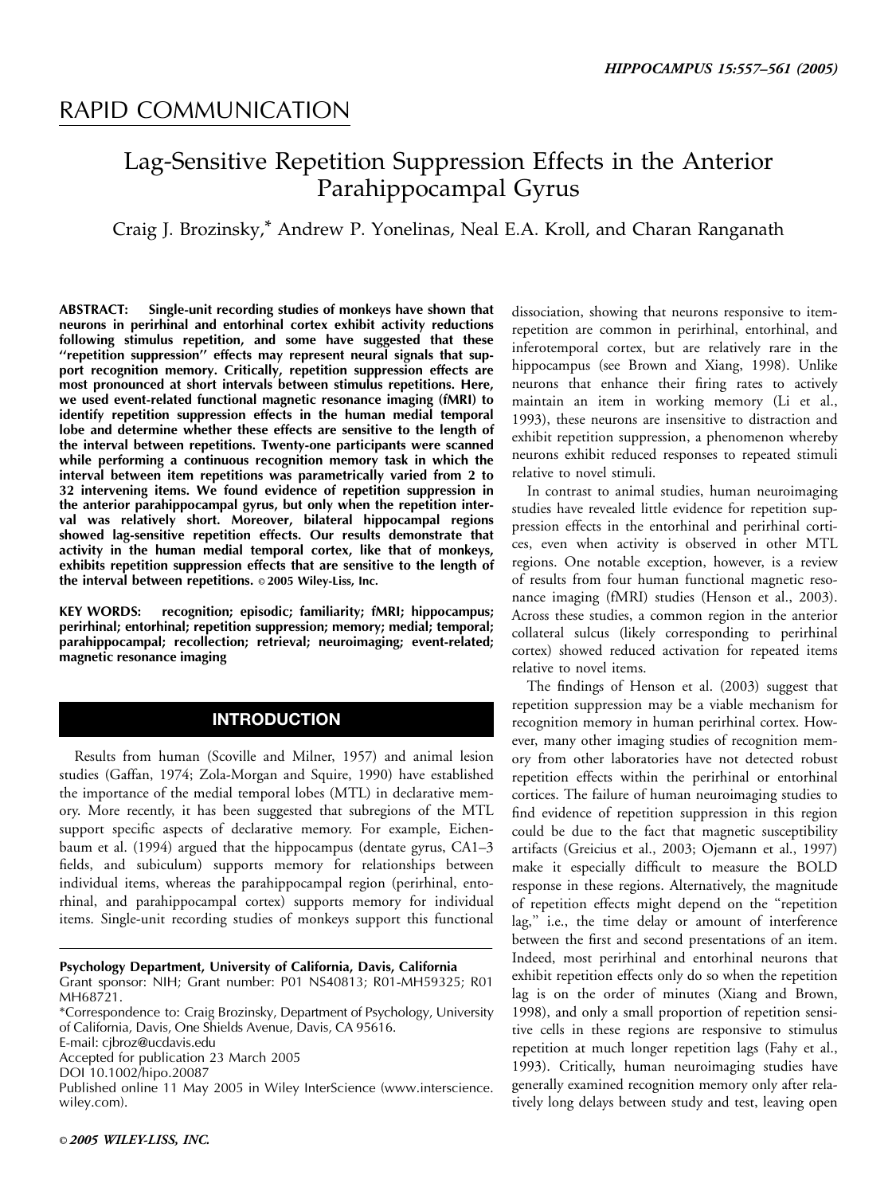RAPID COMMUNICATION

# Lag-Sensitive Repetition Suppression Effects in the Anterior Parahippocampal Gyrus

Craig J. Brozinsky,* Andrew P. Yonelinas, Neal E.A. Kroll, and Charan Ranganath

**ABSTRACT: Single-unit recording studies of monkeys have shown that neurons in perirhinal and entorhinal cortex exhibit activity reductions following stimulus repetition, and some have suggested that these "repetition suppression" effects may represent neural signals that support recognition memory. Critically, repetition suppression effects are most pronounced at short intervals between stimulus repetitions. Here, we used event-related functional magnetic resonance imaging (fMRI) to identify repetition suppression effects in the human medial temporal lobe and determine whether these effects are sensitive to the length of the interval between repetitions. Twenty-one participants were scanned while performing a continuous recognition memory task in which the interval between item repetitions was parametrically varied from 2 to 32 intervening items. We found evidence of repetition suppression in the anterior parahippocampal gyrus, but only when the repetition interval was relatively short. Moreover, bilateral hippocampal regions showed lag-sensitive repetition effects. Our results demonstrate that activity in the human medial temporal cortex, like that of monkeys, exhibits repetition suppression effects that are sensitive to the length of the interval between repetitions.** © 2005 Wiley-Liss, Inc.

**KEY WORDS: recognition; episodic; familiarity; fMRI; hippocampus; perirhinal; entorhinal; repetition suppression; memory; medial; temporal; parahippocampal; recollection; retrieval; neuroimaging; event-related; magnetic resonance imaging**

## INTRODUCTION

Results from human (Scoville and Milner, 1957) and animal lesion studies (Gaffan, 1974; Zola-Morgan and Squire, 1990) have established the importance of the medial temporal lobes (MTL) in declarative memory. More recently, it has been suggested that subregions of the MTL support specific aspects of declarative memory. For example, Eichenbaum et al. (1994) argued that the hippocampus (dentate gyrus, CA1–3 fields, and subiculum) supports memory for relationships between individual items, whereas the parahippocampal region (perirhinal, entorhinal, and parahippocampal cortex) supports memory for individual items. Single-unit recording studies of monkeys support this functional dissociation, showing that neurons responsive to item-repetition are common in perirhinal, entorhinal, and inferotemporal cortex, but are relatively rare in the hippocampus (see Brown and Xiang, 1998). Unlike neurons that enhance their firing rates to actively maintain an item in working memory (Li et al., 1993), these neurons are insensitive to distraction and exhibit repetition suppression, a phenomenon whereby neurons exhibit reduced responses to repeated stimuli relative to novel stimuli.

In contrast to animal studies, human neuroimaging studies have revealed little evidence for repetition suppression effects in the entorhinal and perirhinal cortices, even when activity is observed in other MTL regions. One notable exception, however, is a review of results from four human functional magnetic resonance imaging (fMRI) studies (Henson et al., 2003). Across these studies, a common region in the anterior collateral sulcus (likely corresponding to perirhinal cortex) showed reduced activation for repeated items relative to novel items.

The findings of Henson et al. (2003) suggest that repetition suppression may be a viable mechanism for recognition memory in human perirhinal cortex. However, many other imaging studies of recognition memory from other laboratories have not detected robust repetition effects within the perirhinal or entorhinal cortices. The failure of human neuroimaging studies to find evidence of repetition suppression in this region could be due to the fact that magnetic susceptibility artifacts (Greicius et al., 2003; Ojemann et al., 1997) make it especially difficult to measure the BOLD response in these regions. Alternatively, the magnitude of repetition effects might depend on the "repetition lag," i.e., the time delay or amount of interference between the first and second presentations of an item. Indeed, most perirhinal and entorhinal neurons that exhibit repetition effects only do so when the repetition lag is on the order of minutes (Xiang and Brown, 1998), and only a small proportion of repetition sensitive cells in these regions are responsive to stimulus repetition at much longer repetition lags (Fahy et al., 1993). Critically, human neuroimaging studies have generally examined recognition memory only after relatively long delays between study and test, leaving open

---

**Psychology Department, University of California, Davis, California**
Grant sponsor: NIH; Grant number: P01 NS40813; R01-MH59325; R01 MH68721.
*Correspondence to: Craig Brozinsky, Department of Psychology, University of California, Davis, One Shields Avenue, Davis, CA 95616.
E-mail: cjbroz@ucdavis.edu
Accepted for publication 23 March 2005
DOI 10.1002/hipo.20087
Published online 11 May 2005 in Wiley InterScience (www.interscience.wiley.com).

© 2005 WILEY-LISS, INC.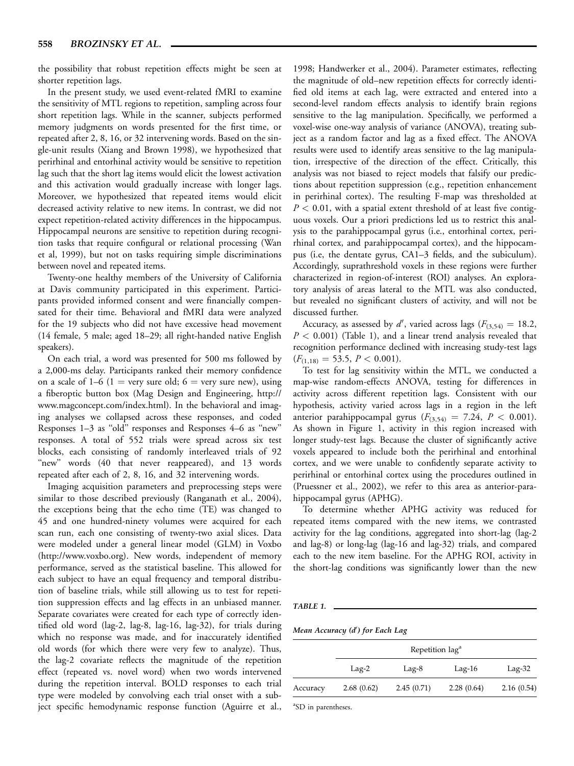the possibility that robust repetition effects might be seen at shorter repetition lags.

In the present study, we used event-related fMRI to examine the sensitivity of MTL regions to repetition, sampling across four short repetition lags. While in the scanner, subjects performed memory judgments on words presented for the first time, or repeated after 2, 8, 16, or 32 intervening words. Based on the single-unit results (Xiang and Brown 1998), we hypothesized that perirhinal and entorhinal activity would be sensitive to repetition lag such that the short lag items would elicit the lowest activation and this activation would gradually increase with longer lags. Moreover, we hypothesized that repeated items would elicit decreased activity relative to new items. In contrast, we did not expect repetition-related activity differences in the hippocampus. Hippocampal neurons are sensitive to repetition during recognition tasks that require configural or relational processing (Wan et al, 1999), but not on tasks requiring simple discriminations between novel and repeated items.

Twenty-one healthy members of the University of California at Davis community participated in this experiment. Participants provided informed consent and were financially compensated for their time. Behavioral and fMRI data were analyzed for the 19 subjects who did not have excessive head movement (14 female, 5 male; aged 18–29; all right-handed native English speakers).

On each trial, a word was presented for 500 ms followed by a 2,000-ms delay. Participants ranked their memory confidence on a scale of 1–6 (1 = very sure old; 6 = very sure new), using a fiberoptic button box (Mag Design and Engineering, http://www.magconcept.com/index.html). In the behavioral and imaging analyses we collapsed across these responses, and coded Responses 1–3 as "old" responses and Responses 4–6 as "new" responses. A total of 552 trials were spread across six test blocks, each consisting of randomly interleaved trials of 92 "new" words (40 that never reappeared), and 13 words repeated after each of 2, 8, 16, and 32 intervening words.

Imaging acquisition parameters and preprocessing steps were similar to those described previously (Ranganath et al., 2004), the exceptions being that the echo time (TE) was changed to 45 and one hundred-ninety volumes were acquired for each scan run, each one consisting of twenty-two axial slices. Data were modeled under a general linear model (GLM) in Voxbo (http://www.voxbo.org). New words, independent of memory performance, served as the statistical baseline. This allowed for each subject to have an equal frequency and temporal distribution of baseline trials, while still allowing us to test for repetition suppression effects and lag effects in an unbiased manner. Separate covariates were created for each type of correctly identified old word (lag-2, lag-8, lag-16, lag-32), for trials during which no response was made, and for inaccurately identified old words (for which there were very few to analyze). Thus, the lag-2 covariate reflects the magnitude of the repetition effect (repeated vs. novel word) when two words intervened during the repetition interval. BOLD responses to each trial type were modeled by convolving each trial onset with a subject specific hemodynamic response function (Aguirre et al., 1998; Handwerker et al., 2004). Parameter estimates, reflecting the magnitude of old–new repetition effects for correctly identified old items at each lag, were extracted and entered into a second-level random effects analysis to identify brain regions sensitive to the lag manipulation. Specifically, we performed a voxel-wise one-way analysis of variance (ANOVA), treating subject as a random factor and lag as a fixed effect. The ANOVA results were used to identify areas sensitive to the lag manipulation, irrespective of the direction of the effect. Critically, this analysis was not biased to reject models that falsify our predictions about repetition suppression (e.g., repetition enhancement in perirhinal cortex). The resulting F-map was thresholded at $P < 0.01$, with a spatial extent threshold of at least five contiguous voxels. Our a priori predictions led us to restrict this analysis to the parahippocampal gyrus (i.e., entorhinal cortex, perirhinal cortex, and parahippocampal cortex), and the hippocampus (i.e, the dentate gyrus, CA1–3 fields, and the subiculum). Accordingly, suprathreshold voxels in these regions were further characterized in region-of-interest (ROI) analyses. An exploratory analysis of areas lateral to the MTL was also conducted, but revealed no significant clusters of activity, and will not be discussed further.

Accuracy, as assessed by $d'$, varied across lags ($F_{(3,54)} = 18.2$, $P < 0.001$) (Table 1), and a linear trend analysis revealed that recognition performance declined with increasing study-test lags ($F_{(1,18)} = 53.5$, $P < 0.001$).

To test for lag sensitivity within the MTL, we conducted a map-wise random-effects ANOVA, testing for differences in activity across different repetition lags. Consistent with our hypothesis, activity varied across lags in a region in the left anterior parahippocampal gyrus ($F_{(3,54)} = 7.24$, $P < 0.001$). As shown in Figure 1, activity in this region increased with longer study-test lags. Because the cluster of significantly active voxels appeared to include both the perirhinal and entorhinal cortex, and we were unable to confidently separate activity to perirhinal or entorhinal cortex using the procedures outlined in (Pruessner et al., 2002), we refer to this area as anterior-parahippocampal gyrus (APHG).

To determine whether APHG activity was reduced for repeated items compared with the new items, we contrasted activity for the lag conditions, aggregated into short-lag (lag-2 and lag-8) or long-lag (lag-16 and lag-32) trials, and compared each to the new item baseline. For the APHG ROI, activity in the short-lag conditions was significantly lower than the new

**TABLE 1.**

*Mean Accuracy ($d'$) for Each Lag*

| | Repetition lag[a] | | | |
|---|---|---|---|---|
| | Lag-2 | Lag-8 | Lag-16 | Lag-32 |
| Accuracy | 2.68 (0.62) | 2.45 (0.71) | 2.28 (0.64) | 2.16 (0.54) |

[a]SD in parentheses.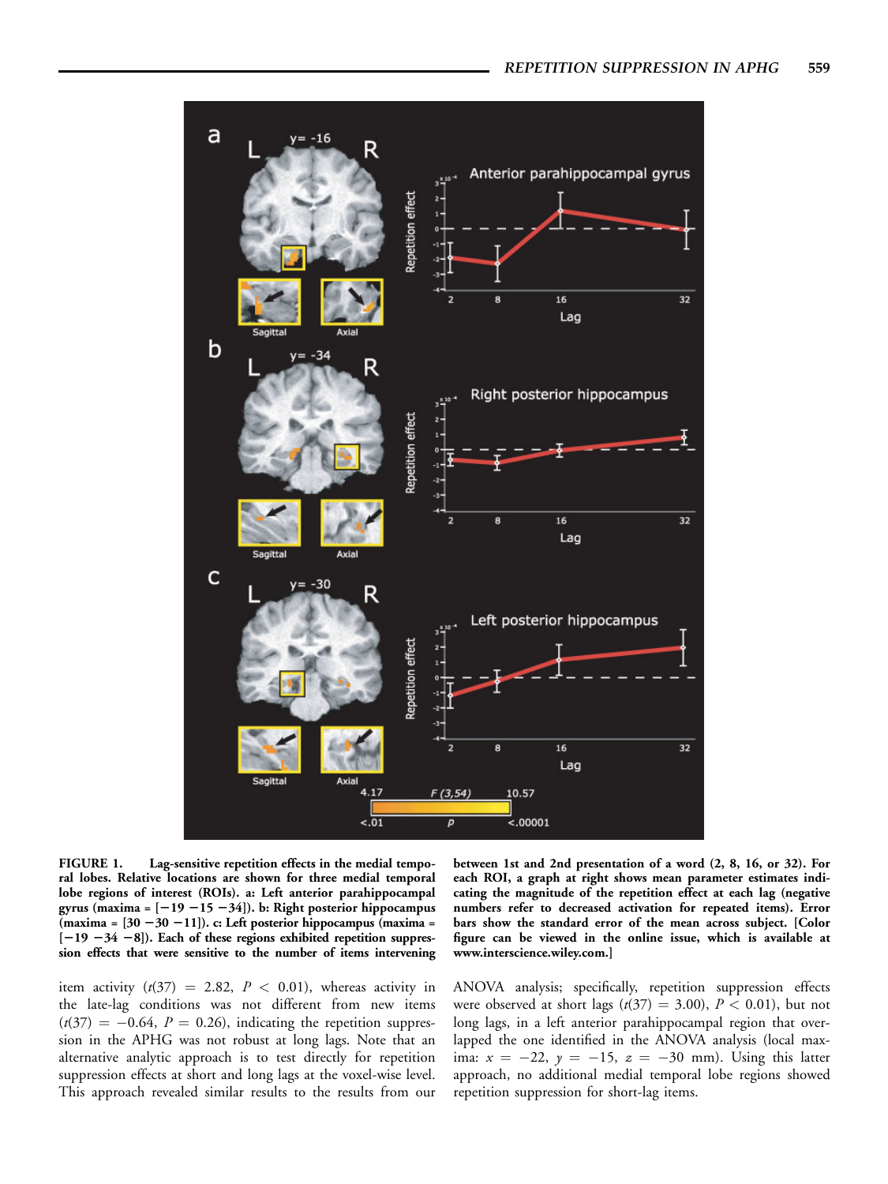**FIGURE 1.** Lag-sensitive repetition effects in the medial temporal lobes. Relative locations are shown for three medial temporal lobe regions of interest (ROIs). a: Left anterior parahippocampal gyrus (maxima = [−19 −15 −34]). b: Right posterior hippocampus (maxima = [30 −30 −11]). c: Left posterior hippocampus (maxima = [−19 −34 −8]). Each of these regions exhibited repetition suppression effects that were sensitive to the number of items intervening between 1st and 2nd presentation of a word (2, 8, 16, or 32). For each ROI, a graph at right shows mean parameter estimates indicating the magnitude of the repetition effect at each lag (negative numbers refer to decreased activation for repeated items). Error bars show the standard error of the mean across subject. [Color figure can be viewed in the online issue, which is available at www.interscience.wiley.com.]

item activity ($t(37) = 2.82$, $P < 0.01$), whereas activity in the late-lag conditions was not different from new items ($t(37) = -0.64$, $P = 0.26$), indicating the repetition suppression in the APHG was not robust at long lags. Note that an alternative analytic approach is to test directly for repetition suppression effects at short and long lags at the voxel-wise level. This approach revealed similar results to the results from our ANOVA analysis; specifically, repetition suppression effects were observed at short lags ($t(37) = 3.00$), $P < 0.01$), but not long lags, in a left anterior parahippocampal region that overlapped the one identified in the ANOVA analysis (local maxima: $x = -22$, $y = -15$, $z = -30$ mm). Using this latter approach, no additional medial temporal lobe regions showed repetition suppression for short-lag items.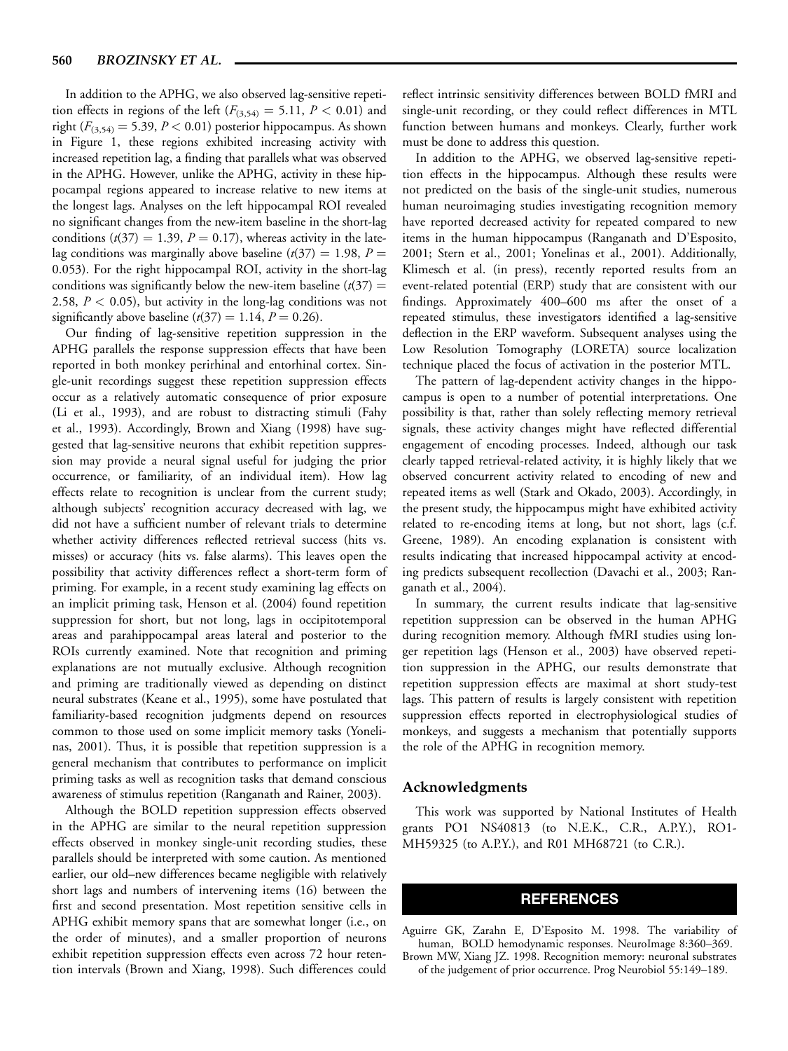In addition to the APHG, we also observed lag-sensitive repetition effects in regions of the left ($F_{(3,54)} = 5.11$, $P < 0.01$) and right ($F_{(3,54)} = 5.39$, $P < 0.01$) posterior hippocampus. As shown in Figure 1, these regions exhibited increasing activity with increased repetition lag, a finding that parallels what was observed in the APHG. However, unlike the APHG, activity in these hippocampal regions appeared to increase relative to new items at the longest lags. Analyses on the left hippocampal ROI revealed no significant changes from the new-item baseline in the short-lag conditions ($t(37) = 1.39$, $P = 0.17$), whereas activity in the late-lag conditions was marginally above baseline ($t(37) = 1.98$, $P = 0.053$). For the right hippocampal ROI, activity in the short-lag conditions was significantly below the new-item baseline ($t(37) = 2.58$, $P < 0.05$), but activity in the long-lag conditions was not significantly above baseline ($t(37) = 1.14$, $P = 0.26$).

Our finding of lag-sensitive repetition suppression in the APHG parallels the response suppression effects that have been reported in both monkey perirhinal and entorhinal cortex. Single-unit recordings suggest these repetition suppression effects occur as a relatively automatic consequence of prior exposure (Li et al., 1993), and are robust to distracting stimuli (Fahy et al., 1993). Accordingly, Brown and Xiang (1998) have suggested that lag-sensitive neurons that exhibit repetition suppression may provide a neural signal useful for judging the prior occurrence, or familiarity, of an individual item). How lag effects relate to recognition is unclear from the current study; although subjects' recognition accuracy decreased with lag, we did not have a sufficient number of relevant trials to determine whether activity differences reflected retrieval success (hits vs. misses) or accuracy (hits vs. false alarms). This leaves open the possibility that activity differences reflect a short-term form of priming. For example, in a recent study examining lag effects on an implicit priming task, Henson et al. (2004) found repetition suppression for short, but not long, lags in occipitotemporal areas and parahippocampal areas lateral and posterior to the ROIs currently examined. Note that recognition and priming explanations are not mutually exclusive. Although recognition and priming are traditionally viewed as depending on distinct neural substrates (Keane et al., 1995), some have postulated that familiarity-based recognition judgments depend on resources common to those used on some implicit memory tasks (Yonelinas, 2001). Thus, it is possible that repetition suppression is a general mechanism that contributes to performance on implicit priming tasks as well as recognition tasks that demand conscious awareness of stimulus repetition (Ranganath and Rainer, 2003).

Although the BOLD repetition suppression effects observed in the APHG are similar to the neural repetition suppression effects observed in monkey single-unit recording studies, these parallels should be interpreted with some caution. As mentioned earlier, our old–new differences became negligible with relatively short lags and numbers of intervening items (16) between the first and second presentation. Most repetition sensitive cells in APHG exhibit memory spans that are somewhat longer (i.e., on the order of minutes), and a smaller proportion of neurons exhibit repetition suppression effects even across 72 hour retention intervals (Brown and Xiang, 1998). Such differences could reflect intrinsic sensitivity differences between BOLD fMRI and single-unit recording, or they could reflect differences in MTL function between humans and monkeys. Clearly, further work must be done to address this question.

In addition to the APHG, we observed lag-sensitive repetition effects in the hippocampus. Although these results were not predicted on the basis of the single-unit studies, numerous human neuroimaging studies investigating recognition memory have reported decreased activity for repeated compared to new items in the human hippocampus (Ranganath and D'Esposito, 2001; Stern et al., 2001; Yonelinas et al., 2001). Additionally, Klimesch et al. (in press), recently reported results from an event-related potential (ERP) study that are consistent with our findings. Approximately 400–600 ms after the onset of a repeated stimulus, these investigators identified a lag-sensitive deflection in the ERP waveform. Subsequent analyses using the Low Resolution Tomography (LORETA) source localization technique placed the focus of activation in the posterior MTL.

The pattern of lag-dependent activity changes in the hippocampus is open to a number of potential interpretations. One possibility is that, rather than solely reflecting memory retrieval signals, these activity changes might have reflected differential engagement of encoding processes. Indeed, although our task clearly tapped retrieval-related activity, it is highly likely that we observed concurrent activity related to encoding of new and repeated items as well (Stark and Okado, 2003). Accordingly, in the present study, the hippocampus might have exhibited activity related to re-encoding items at long, but not short, lags (c.f. Greene, 1989). An encoding explanation is consistent with results indicating that increased hippocampal activity at encoding predicts subsequent recollection (Davachi et al., 2003; Ranganath et al., 2004).

In summary, the current results indicate that lag-sensitive repetition suppression can be observed in the human APHG during recognition memory. Although fMRI studies using longer repetition lags (Henson et al., 2003) have observed repetition suppression in the APHG, our results demonstrate that repetition suppression effects are maximal at short study-test lags. This pattern of results is largely consistent with repetition suppression effects reported in electrophysiological studies of monkeys, and suggests a mechanism that potentially supports the role of the APHG in recognition memory.

## Acknowledgments

This work was supported by National Institutes of Health grants PO1 NS40813 (to N.E.K., C.R., A.P.Y.), RO1-MH59325 (to A.P.Y.), and R01 MH68721 (to C.R.).

## REFERENCES

Aguirre GK, Zarahn E, D'Esposito M. 1998. The variability of human, BOLD hemodynamic responses. NeuroImage 8:360–369.

Brown MW, Xiang JZ. 1998. Recognition memory: neuronal substrates of the judgement of prior occurrence. Prog Neurobiol 55:149–189.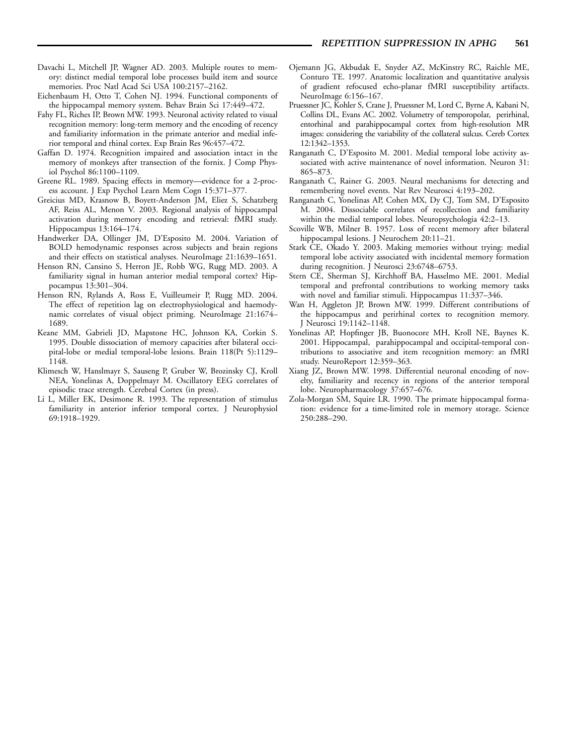Davachi L, Mitchell JP, Wagner AD. 2003. Multiple routes to memory: distinct medial temporal lobe processes build item and source memories. Proc Natl Acad Sci USA 100:2157–2162.

Eichenbaum H, Otto T, Cohen NJ. 1994. Functional components of the hippocampal memory system. Behav Brain Sci 17:449–472.

Fahy FL, Riches IP, Brown MW. 1993. Neuronal activity related to visual recognition memory: long-term memory and the encoding of recency and familiarity information in the primate anterior and medial inferior temporal and rhinal cortex. Exp Brain Res 96:457–472.

Gaffan D. 1974. Recognition impaired and association intact in the memory of monkeys after transection of the fornix. J Comp Physiol Psychol 86:1100–1109.

Greene RL. 1989. Spacing effects in memory—evidence for a 2-process account. J Exp Psychol Learn Mem Cogn 15:371–377.

Greicius MD, Krasnow B, Boyett-Anderson JM, Eliez S, Schatzberg AF, Reiss AL, Menon V. 2003. Regional analysis of hippocampal activation during memory encoding and retrieval: fMRI study. Hippocampus 13:164–174.

Handwerker DA, Ollinger JM, D'Esposito M. 2004. Variation of BOLD hemodynamic responses across subjects and brain regions and their effects on statistical analyses. NeuroImage 21:1639–1651.

Henson RN, Cansino S, Herron JE, Robb WG, Rugg MD. 2003. A familiarity signal in human anterior medial temporal cortex? Hippocampus 13:301–304.

Henson RN, Rylands A, Ross E, Vuilleumeir P, Rugg MD. 2004. The effect of repetition lag on electrophysiological and haemodynamic correlates of visual object priming. NeuroImage 21:1674–1689.

Keane MM, Gabrieli JD, Mapstone HC, Johnson KA, Corkin S. 1995. Double dissociation of memory capacities after bilateral occipital-lobe or medial temporal-lobe lesions. Brain 118(Pt 5):1129–1148.

Klimesch W, Hanslmayr S, Sauseng P, Gruber W, Brozinsky CJ, Kroll NEA, Yonelinas A, Doppelmayr M. Oscillatory EEG correlates of episodic trace strength. Cerebral Cortex (in press).

Li L, Miller EK, Desimone R. 1993. The representation of stimulus familiarity in anterior inferior temporal cortex. J Neurophysiol 69:1918–1929.

Ojemann JG, Akbudak E, Snyder AZ, McKinstry RC, Raichle ME, Conturo TE. 1997. Anatomic localization and quantitative analysis of gradient refocused echo-planar fMRI susceptibility artifacts. NeuroImage 6:156–167.

Pruessner JC, Kohler S, Crane J, Pruessner M, Lord C, Byrne A, Kabani N, Collins DL, Evans AC. 2002. Volumetry of temporopolar, perirhinal, entorhinal and parahippocampal cortex from high-resolution MR images: considering the variability of the collateral sulcus. Cereb Cortex 12:1342–1353.

Ranganath C, D'Esposito M. 2001. Medial temporal lobe activity associated with active maintenance of novel information. Neuron 31: 865–873.

Ranganath C, Rainer G. 2003. Neural mechanisms for detecting and remembering novel events. Nat Rev Neurosci 4:193–202.

Ranganath C, Yonelinas AP, Cohen MX, Dy CJ, Tom SM, D'Esposito M. 2004. Dissociable correlates of recollection and familiarity within the medial temporal lobes. Neuropsychologia 42:2–13.

Scoville WB, Milner B. 1957. Loss of recent memory after bilateral hippocampal lesions. J Neurochem 20:11–21.

Stark CE, Okado Y. 2003. Making memories without trying: medial temporal lobe activity associated with incidental memory formation during recognition. J Neurosci 23:6748–6753.

Stern CE, Sherman SJ, Kirchhoff BA, Hasselmo ME. 2001. Medial temporal and prefrontal contributions to working memory tasks with novel and familiar stimuli. Hippocampus 11:337–346.

Wan H, Aggleton JP, Brown MW. 1999. Different contributions of the hippocampus and perirhinal cortex to recognition memory. J Neurosci 19:1142–1148.

Yonelinas AP, Hopfinger JB, Buonocore MH, Kroll NE, Baynes K. 2001. Hippocampal, parahippocampal and occipital-temporal contributions to associative and item recognition memory: an fMRI study. NeuroReport 12:359–363.

Xiang JZ, Brown MW. 1998. Differential neuronal encoding of novelty, familiarity and recency in regions of the anterior temporal lobe. Neuropharmacology 37:657–676.

Zola-Morgan SM, Squire LR. 1990. The primate hippocampal formation: evidence for a time-limited role in memory storage. Science 250:288–290.